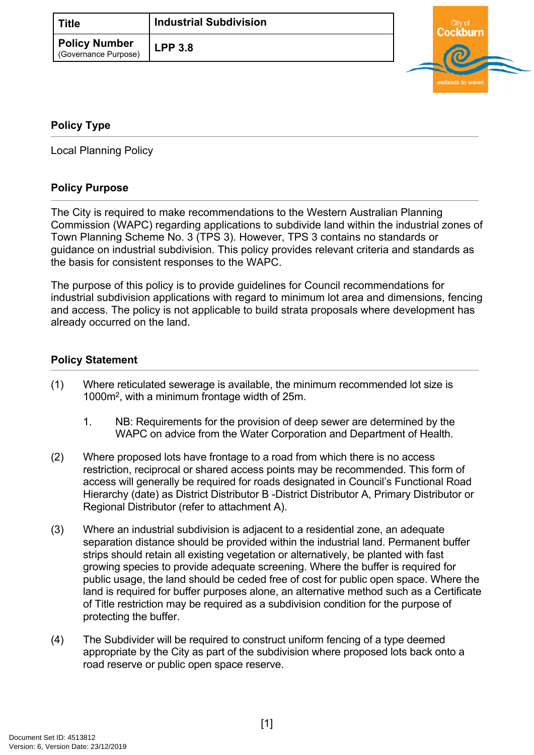| Title | Industrial Subdivision |
| --- | --- |
| Policy Number (Governance Purpose) | LPP 3.8 |

## Policy Type

Local Planning Policy

## Policy Purpose

The City is required to make recommendations to the Western Australian Planning Commission (WAPC) regarding applications to subdivide land within the industrial zones of Town Planning Scheme No. 3 (TPS 3). However, TPS 3 contains no standards or guidance on industrial subdivision. This policy provides relevant criteria and standards as the basis for consistent responses to the WAPC.

The purpose of this policy is to provide guidelines for Council recommendations for industrial subdivision applications with regard to minimum lot area and dimensions, fencing and access. The policy is not applicable to build strata proposals where development has already occurred on the land.

## Policy Statement

(1) Where reticulated sewerage is available, the minimum recommended lot size is 1000m², with a minimum frontage width of 25m.

    1. NB: Requirements for the provision of deep sewer are determined by the WAPC on advice from the Water Corporation and Department of Health.

(2) Where proposed lots have frontage to a road from which there is no access restriction, reciprocal or shared access points may be recommended. This form of access will generally be required for roads designated in Council's Functional Road Hierarchy (date) as District Distributor B -District Distributor A, Primary Distributor or Regional Distributor (refer to attachment A).

(3) Where an industrial subdivision is adjacent to a residential zone, an adequate separation distance should be provided within the industrial land. Permanent buffer strips should retain all existing vegetation or alternatively, be planted with fast growing species to provide adequate screening. Where the buffer is required for public usage, the land should be ceded free of cost for public open space. Where the land is required for buffer purposes alone, an alternative method such as a Certificate of Title restriction may be required as a subdivision condition for the purpose of protecting the buffer.

(4) The Subdivider will be required to construct uniform fencing of a type deemed appropriate by the City as part of the subdivision where proposed lots back onto a road reserve or public open space reserve.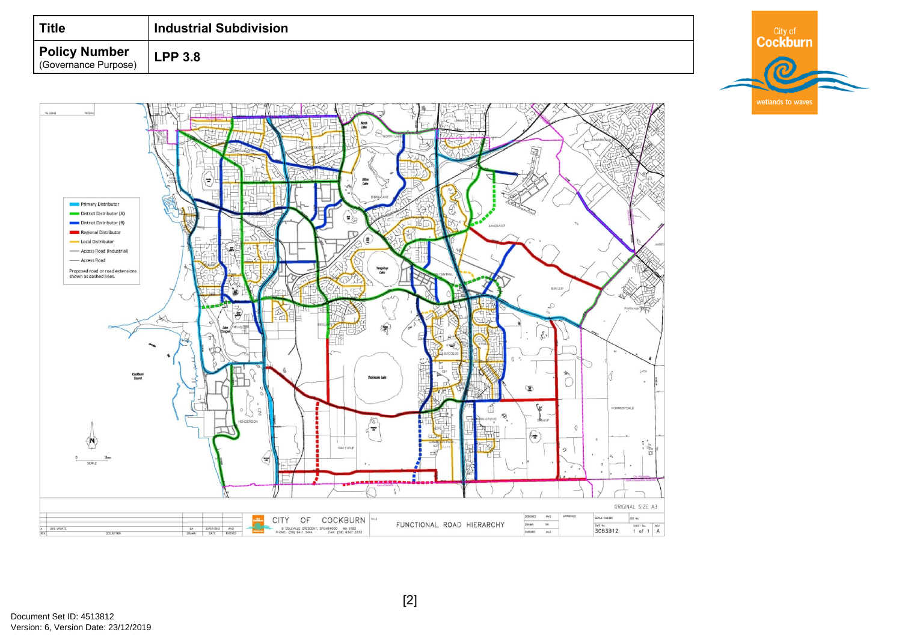| **Title** | **Industrial Subdivision** |
| --- | --- |
| **Policy Number** (Governance Purpose) | **LPP 3.8** |

Primary Distributor
District Distributor (A)
District Distributor (B)
Regional Distributor
Local Distributor
Access Road (Industrial)
Access Road
Proposed road or road extensions shown as dashed lines.

ORIGINAL SIZE A3

CITY OF COCKBURN
9 COLEVILLE CRESCENT, SPEARWOOD WA 6163
PHONE: (08) 9411 3444 FAX: (08) 9347 3333

FUNCTIONAL ROAD HIERARCHY

DWG No. 3083812

Document Set ID: 4513812
Version: 6, Version Date: 23/12/2019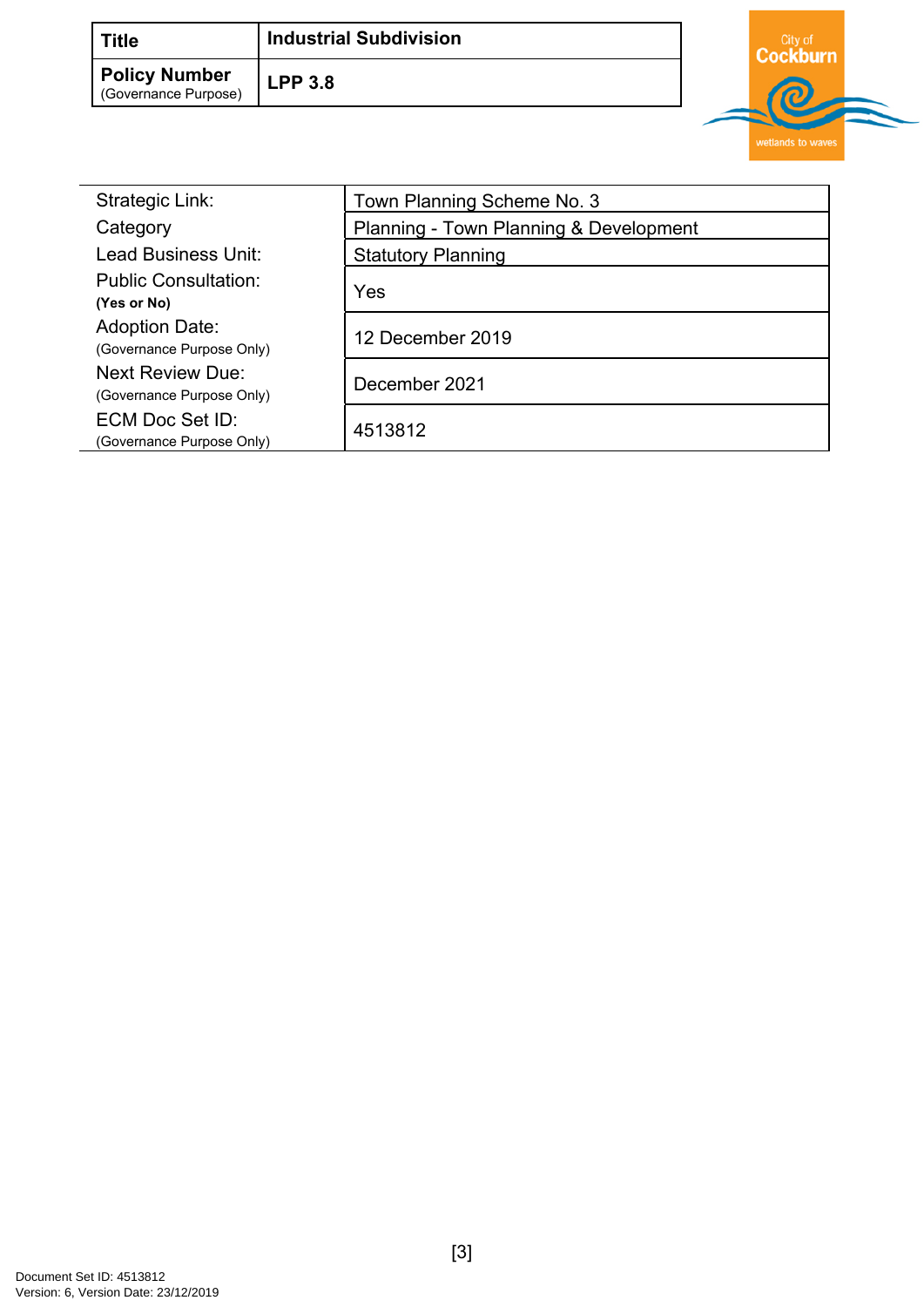| | |
|---|---|
| **Title** | **Industrial Subdivision** |
| **Policy Number** (Governance Purpose) | **LPP 3.8** |

| | |
|---|---|
| Strategic Link: | Town Planning Scheme No. 3 |
| Category | Planning - Town Planning & Development |
| Lead Business Unit: | Statutory Planning |
| Public Consultation: **(Yes or No)** | Yes |
| Adoption Date: (Governance Purpose Only) | 12 December 2019 |
| Next Review Due: (Governance Purpose Only) | December 2021 |
| ECM Doc Set ID: (Governance Purpose Only) | 4513812 |

Document Set ID: 4513812
Version: 6, Version Date: 23/12/2019